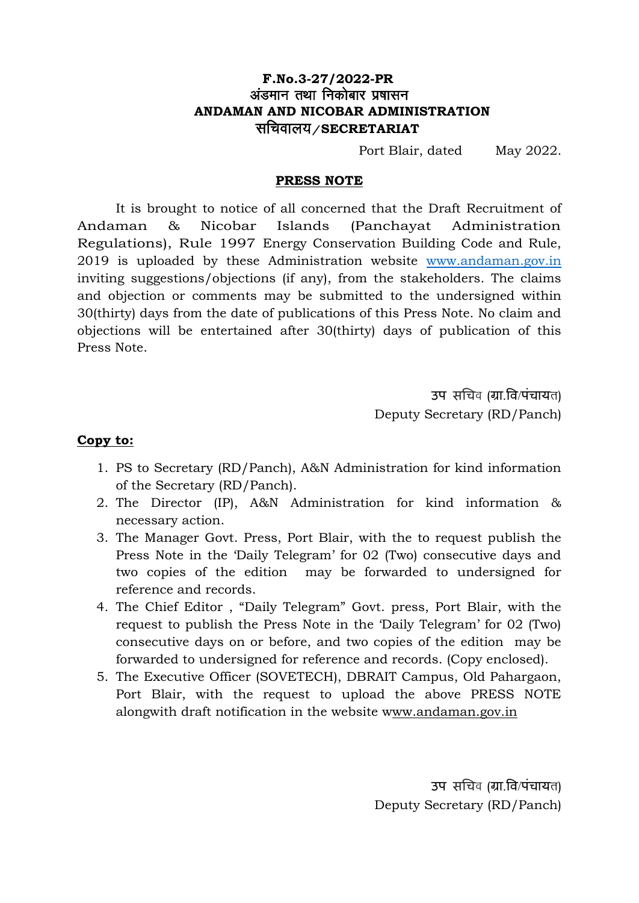**F.No.3-27/2022-PR**
**अंडमान तथा निकोबार प्रषासन**
**ANDAMAN AND NICOBAR ADMINISTRATION**
**सचिवालय/SECRETARIAT**

Port Blair, dated May 2022.

## PRESS NOTE

It is brought to notice of all concerned that the Draft Recruitment of Andaman & Nicobar Islands (Panchayat Administration Regulations), Rule 1997 Energy Conservation Building Code and Rule, 2019 is uploaded by these Administration website www.andaman.gov.in inviting suggestions/objections (if any), from the stakeholders. The claims and objection or comments may be submitted to the undersigned within 30(thirty) days from the date of publications of this Press Note. No claim and objections will be entertained after 30(thirty) days of publication of this Press Note.

उप सचिव (ग्रा.वि/पंचायत)
Deputy Secretary (RD/Panch)

**Copy to:**

1. PS to Secretary (RD/Panch), A&N Administration for kind information of the Secretary (RD/Panch).
2. The Director (IP), A&N Administration for kind information & necessary action.
3. The Manager Govt. Press, Port Blair, with the to request publish the Press Note in the 'Daily Telegram' for 02 (Two) consecutive days and two copies of the edition may be forwarded to undersigned for reference and records.
4. The Chief Editor , "Daily Telegram" Govt. press, Port Blair, with the request to publish the Press Note in the 'Daily Telegram' for 02 (Two) consecutive days on or before, and two copies of the edition may be forwarded to undersigned for reference and records. (Copy enclosed).
5. The Executive Officer (SOVETECH), DBRAIT Campus, Old Pahargaon, Port Blair, with the request to upload the above PRESS NOTE alongwith draft notification in the website www.andaman.gov.in

उप सचिव (ग्रा.वि/पंचायत)
Deputy Secretary (RD/Panch)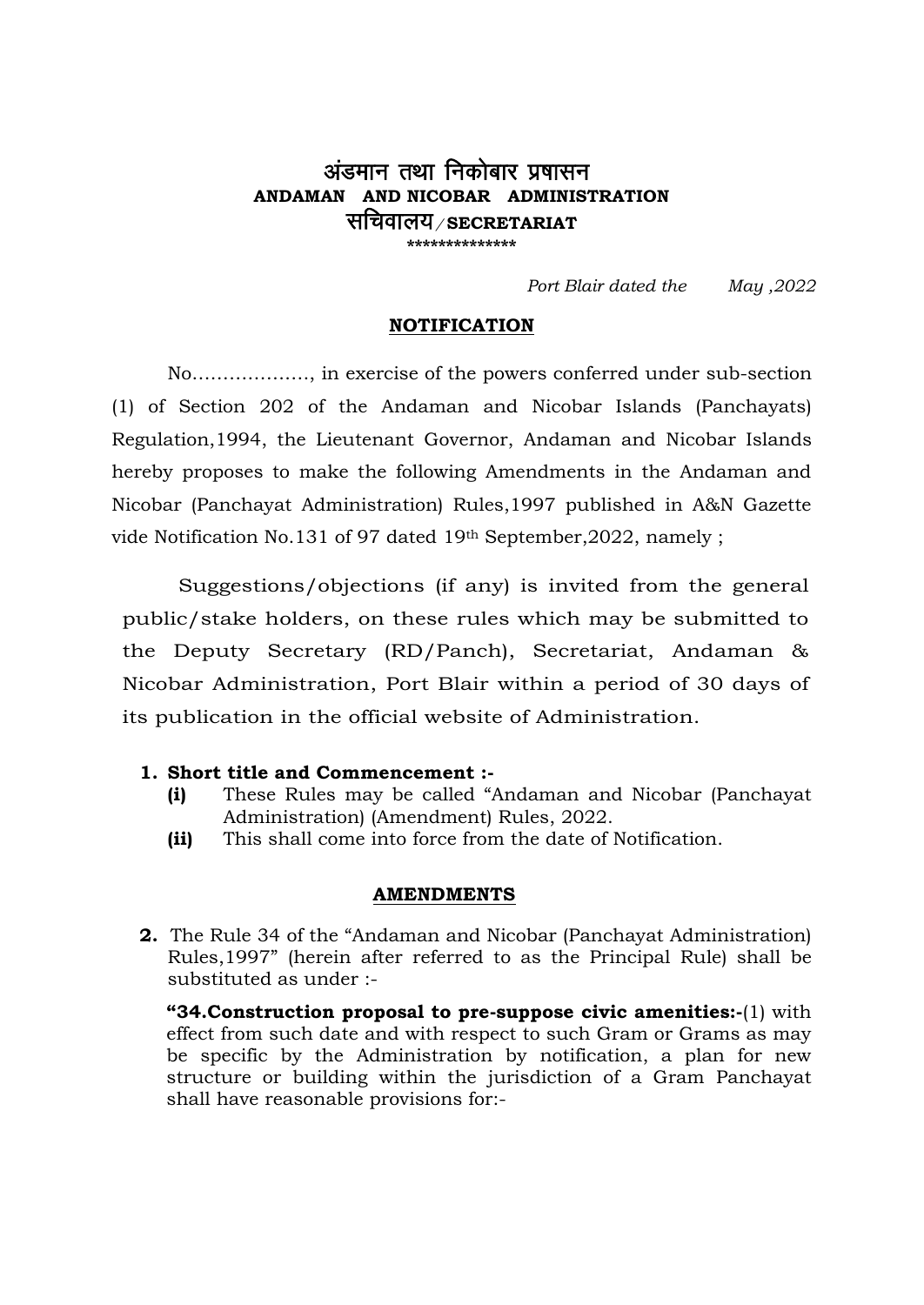# अंडमान तथा निकोबार प्रषासन
**ANDAMAN AND NICOBAR ADMINISTRATION**
**सचिवालय/SECRETARIAT**

**************

*Port Blair dated the May ,2022*

## NOTIFICATION

No………………., in exercise of the powers conferred under sub-section (1) of Section 202 of the Andaman and Nicobar Islands (Panchayats) Regulation,1994, the Lieutenant Governor, Andaman and Nicobar Islands hereby proposes to make the following Amendments in the Andaman and Nicobar (Panchayat Administration) Rules,1997 published in A&N Gazette vide Notification No.131 of 97 dated 19th September,2022, namely ;

Suggestions/objections (if any) is invited from the general public/stake holders, on these rules which may be submitted to the Deputy Secretary (RD/Panch), Secretariat, Andaman & Nicobar Administration, Port Blair within a period of 30 days of its publication in the official website of Administration.

1. **Short title and Commencement :-**
   - **(i)** These Rules may be called "Andaman and Nicobar (Panchayat Administration) (Amendment) Rules, 2022.
   - **(ii)** This shall come into force from the date of Notification.

## AMENDMENTS

2. The Rule 34 of the "Andaman and Nicobar (Panchayat Administration) Rules,1997" (herein after referred to as the Principal Rule) shall be substituted as under :-

   **"34.Construction proposal to pre-suppose civic amenities:-**(1) with effect from such date and with respect to such Gram or Grams as may be specific by the Administration by notification, a plan for new structure or building within the jurisdiction of a Gram Panchayat shall have reasonable provisions for:-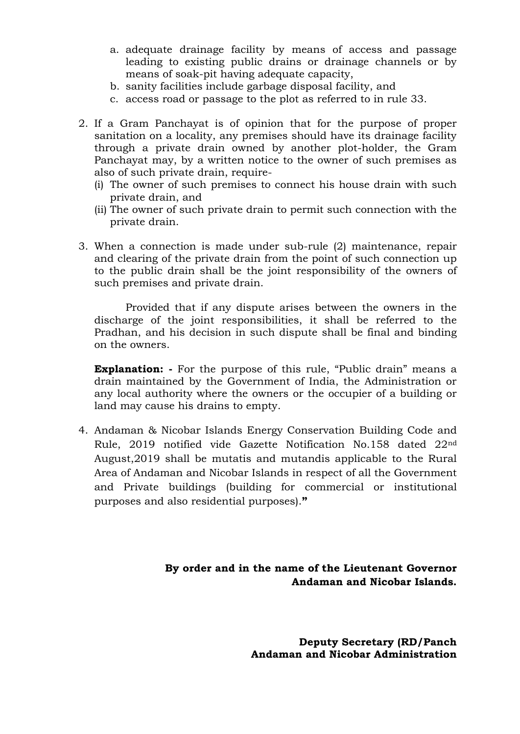a. adequate drainage facility by means of access and passage leading to existing public drains or drainage channels or by means of soak-pit having adequate capacity,
b. sanity facilities include garbage disposal facility, and
c. access road or passage to the plot as referred to in rule 33.

2. If a Gram Panchayat is of opinion that for the purpose of proper sanitation on a locality, any premises should have its drainage facility through a private drain owned by another plot-holder, the Gram Panchayat may, by a written notice to the owner of such premises as also of such private drain, require-
   (i) The owner of such premises to connect his house drain with such private drain, and
   (ii) The owner of such private drain to permit such connection with the private drain.

3. When a connection is made under sub-rule (2) maintenance, repair and clearing of the private drain from the point of such connection up to the public drain shall be the joint responsibility of the owners of such premises and private drain.

   Provided that if any dispute arises between the owners in the discharge of the joint responsibilities, it shall be referred to the Pradhan, and his decision in such dispute shall be final and binding on the owners.

   **Explanation: -** For the purpose of this rule, "Public drain" means a drain maintained by the Government of India, the Administration or any local authority where the owners or the occupier of a building or land may cause his drains to empty.

4. Andaman & Nicobar Islands Energy Conservation Building Code and Rule, 2019 notified vide Gazette Notification No.158 dated 22nd August,2019 shall be mutatis and mutandis applicable to the Rural Area of Andaman and Nicobar Islands in respect of all the Government and Private buildings (building for commercial or institutional purposes and also residential purposes).**"**

**By order and in the name of the Lieutenant Governor Andaman and Nicobar Islands.**

**Deputy Secretary (RD/Panch**
**Andaman and Nicobar Administration**